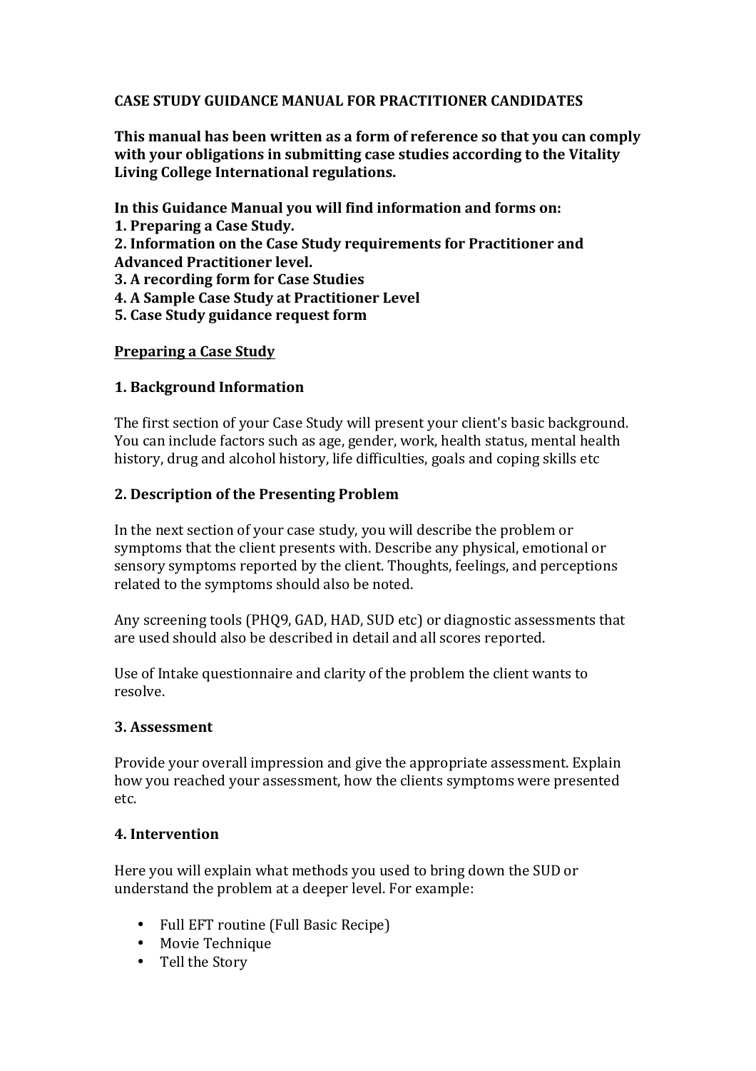**CASE STUDY GUIDANCE MANUAL FOR PRACTITIONER CANDIDATES**

**This manual has been written as a form of reference so that you can comply with your obligations in submitting case studies according to the Vitality Living College International regulations.**

**In this Guidance Manual you will find information and forms on:**
**1. Preparing a Case Study.**
**2. Information on the Case Study requirements for Practitioner and Advanced Practitioner level.**
**3. A recording form for Case Studies**
**4. A Sample Case Study at Practitioner Level**
**5. Case Study guidance request form**

**<u>Preparing a Case Study</u>**

**1. Background Information**

The first section of your Case Study will present your client's basic background. You can include factors such as age, gender, work, health status, mental health history, drug and alcohol history, life difficulties, goals and coping skills etc

**2. Description of the Presenting Problem**

In the next section of your case study, you will describe the problem or symptoms that the client presents with. Describe any physical, emotional or sensory symptoms reported by the client. Thoughts, feelings, and perceptions related to the symptoms should also be noted.

Any screening tools (PHQ9, GAD, HAD, SUD etc) or diagnostic assessments that are used should also be described in detail and all scores reported.

Use of Intake questionnaire and clarity of the problem the client wants to resolve.

**3. Assessment**

Provide your overall impression and give the appropriate assessment. Explain how you reached your assessment, how the clients symptoms were presented etc.

**4. Intervention**

Here you will explain what methods you used to bring down the SUD or understand the problem at a deeper level. For example:

- Full EFT routine (Full Basic Recipe)
- Movie Technique
- Tell the Story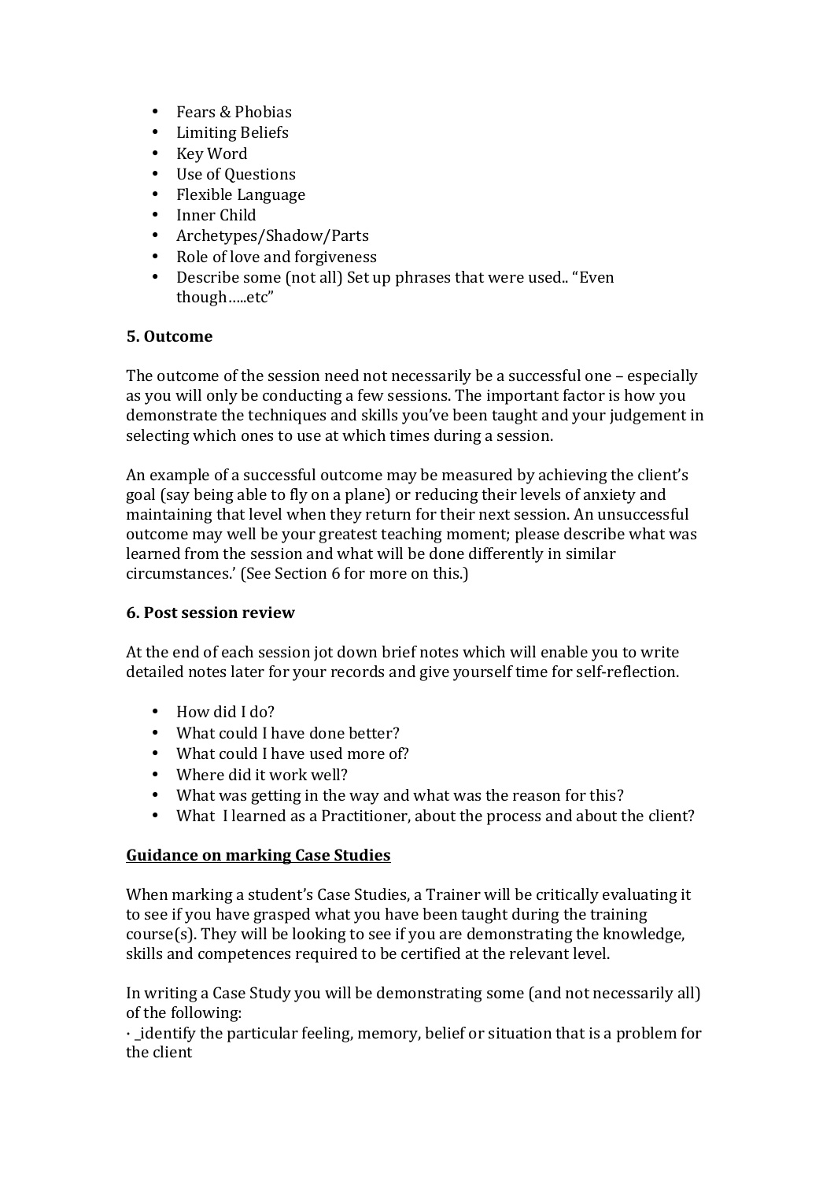- Fears & Phobias
- Limiting Beliefs
- Key Word
- Use of Questions
- Flexible Language
- Inner Child
- Archetypes/Shadow/Parts
- Role of love and forgiveness
- Describe some (not all) Set up phrases that were used.. "Even though…..etc"

**5. Outcome**

The outcome of the session need not necessarily be a successful one – especially as you will only be conducting a few sessions. The important factor is how you demonstrate the techniques and skills you've been taught and your judgement in selecting which ones to use at which times during a session.

An example of a successful outcome may be measured by achieving the client's goal (say being able to fly on a plane) or reducing their levels of anxiety and maintaining that level when they return for their next session. An unsuccessful outcome may well be your greatest teaching moment; please describe what was learned from the session and what will be done differently in similar circumstances.' (See Section 6 for more on this.)

**6. Post session review**

At the end of each session jot down brief notes which will enable you to write detailed notes later for your records and give yourself time for self-reflection.

- How did I do?
- What could I have done better?
- What could I have used more of?
- Where did it work well?
- What was getting in the way and what was the reason for this?
- What I learned as a Practitioner, about the process and about the client?

**Guidance on marking Case Studies**

When marking a student's Case Studies, a Trainer will be critically evaluating it to see if you have grasped what you have been taught during the training course(s). They will be looking to see if you are demonstrating the knowledge, skills and competences required to be certified at the relevant level.

In writing a Case Study you will be demonstrating some (and not necessarily all) of the following:
· _identify the particular feeling, memory, belief or situation that is a problem for the client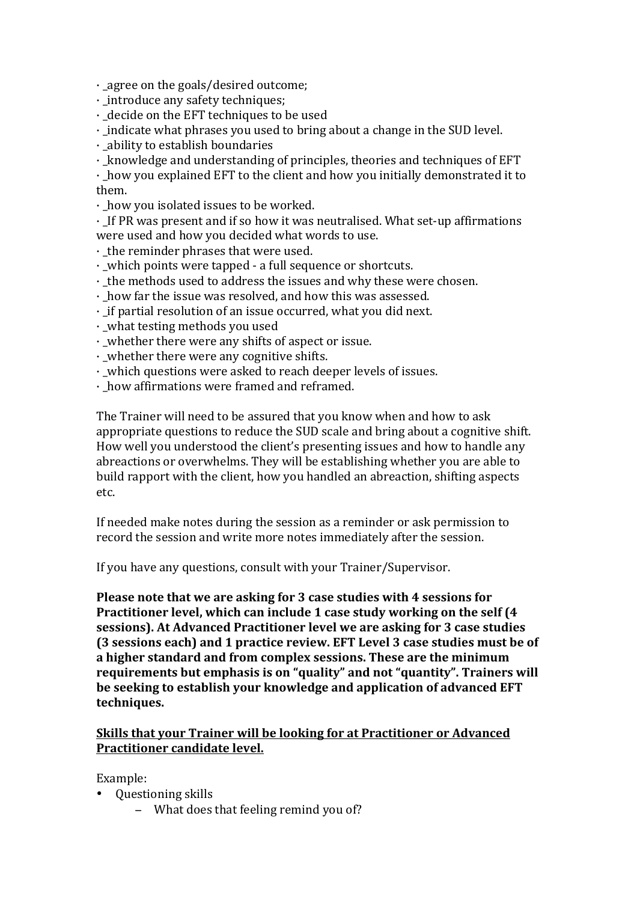· _agree on the goals/desired outcome;
· _introduce any safety techniques;
· _decide on the EFT techniques to be used
· _indicate what phrases you used to bring about a change in the SUD level.
· _ability to establish boundaries
· _knowledge and understanding of principles, theories and techniques of EFT
· _how you explained EFT to the client and how you initially demonstrated it to them.
· _how you isolated issues to be worked.
· _If PR was present and if so how it was neutralised. What set-up affirmations were used and how you decided what words to use.
· _the reminder phrases that were used.
· _which points were tapped - a full sequence or shortcuts.
· _the methods used to address the issues and why these were chosen.
· _how far the issue was resolved, and how this was assessed.
· _if partial resolution of an issue occurred, what you did next.
· _what testing methods you used
· _whether there were any shifts of aspect or issue.
· _whether there were any cognitive shifts.
· _which questions were asked to reach deeper levels of issues.
· _how affirmations were framed and reframed.

The Trainer will need to be assured that you know when and how to ask appropriate questions to reduce the SUD scale and bring about a cognitive shift. How well you understood the client's presenting issues and how to handle any abreactions or overwhelms. They will be establishing whether you are able to build rapport with the client, how you handled an abreaction, shifting aspects etc.

If needed make notes during the session as a reminder or ask permission to record the session and write more notes immediately after the session.

If you have any questions, consult with your Trainer/Supervisor.

**Please note that we are asking for 3 case studies with 4 sessions for Practitioner level, which can include 1 case study working on the self (4 sessions). At Advanced Practitioner level we are asking for 3 case studies (3 sessions each) and 1 practice review. EFT Level 3 case studies must be of a higher standard and from complex sessions. These are the minimum requirements but emphasis is on "quality" and not "quantity". Trainers will be seeking to establish your knowledge and application of advanced EFT techniques.**

**<u>Skills that your Trainer will be looking for at Practitioner or Advanced Practitioner candidate level.</u>**

Example:

- Questioning skills
  - What does that feeling remind you of?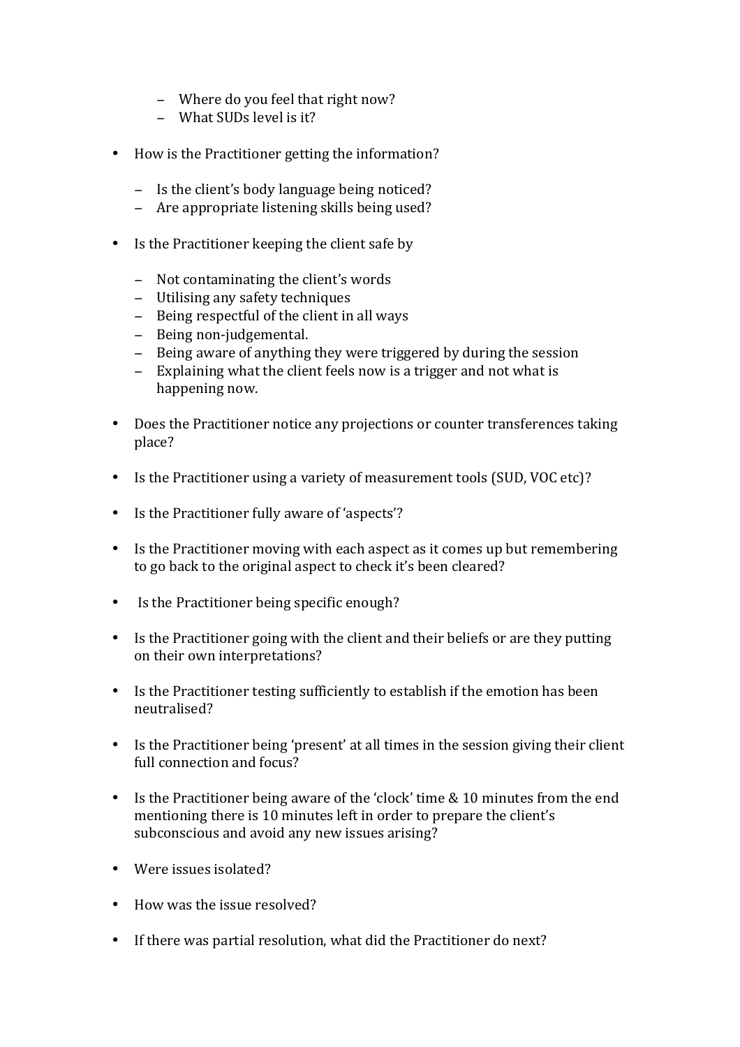- Where do you feel that right now?
  - What SUDs level is it?

- How is the Practitioner getting the information?

  - Is the client's body language being noticed?
  - Are appropriate listening skills being used?

- Is the Practitioner keeping the client safe by

  - Not contaminating the client's words
  - Utilising any safety techniques
  - Being respectful of the client in all ways
  - Being non-judgemental.
  - Being aware of anything they were triggered by during the session
  - Explaining what the client feels now is a trigger and not what is happening now.

- Does the Practitioner notice any projections or counter transferences taking place?

- Is the Practitioner using a variety of measurement tools (SUD, VOC etc)?

- Is the Practitioner fully aware of 'aspects'?

- Is the Practitioner moving with each aspect as it comes up but remembering to go back to the original aspect to check it's been cleared?

- Is the Practitioner being specific enough?

- Is the Practitioner going with the client and their beliefs or are they putting on their own interpretations?

- Is the Practitioner testing sufficiently to establish if the emotion has been neutralised?

- Is the Practitioner being 'present' at all times in the session giving their client full connection and focus?

- Is the Practitioner being aware of the 'clock' time & 10 minutes from the end mentioning there is 10 minutes left in order to prepare the client's subconscious and avoid any new issues arising?

- Were issues isolated?

- How was the issue resolved?

- If there was partial resolution, what did the Practitioner do next?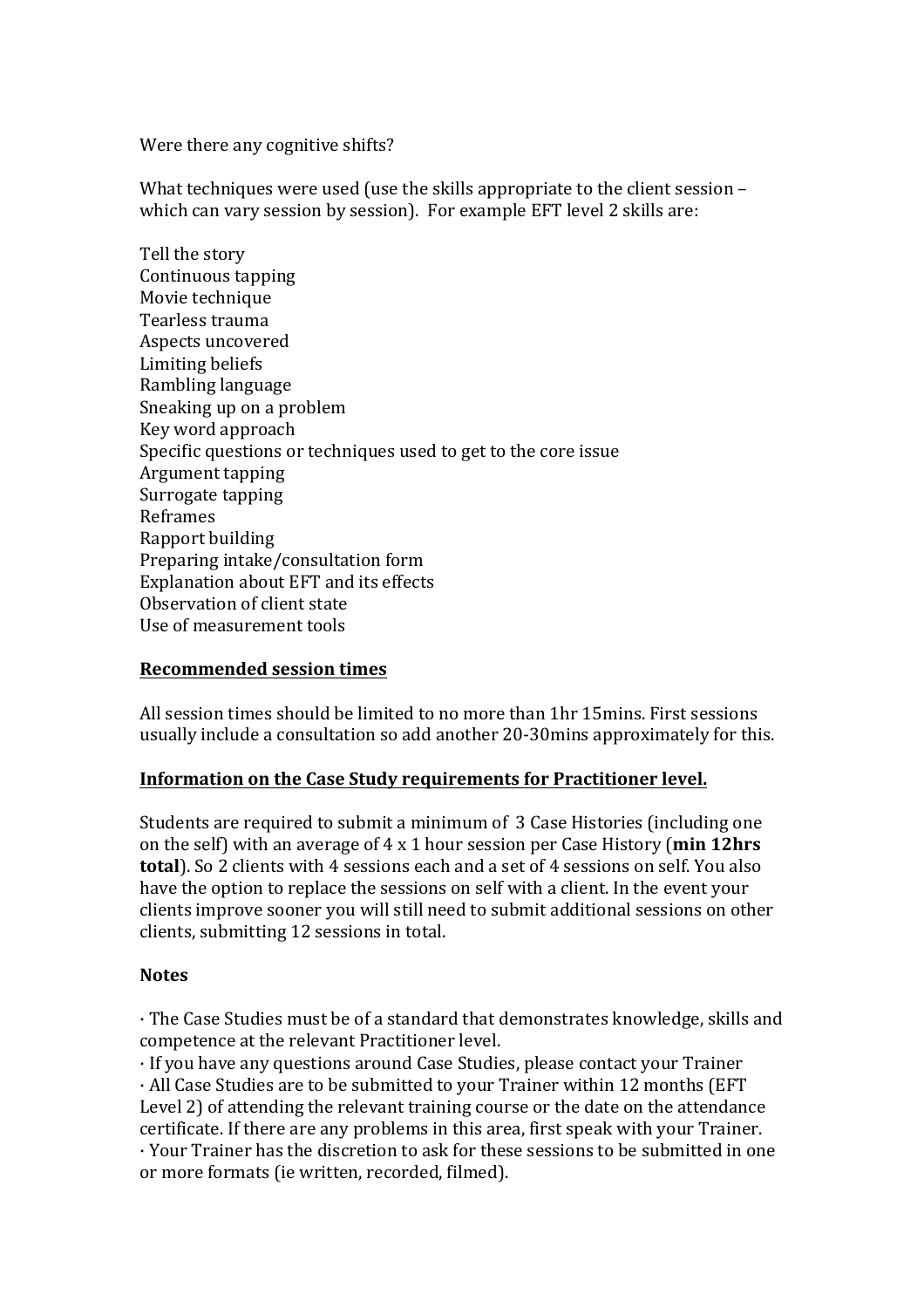Were there any cognitive shifts?

What techniques were used (use the skills appropriate to the client session – which can vary session by session). For example EFT level 2 skills are:

Tell the story
Continuous tapping
Movie technique
Tearless trauma
Aspects uncovered
Limiting beliefs
Rambling language
Sneaking up on a problem
Key word approach
Specific questions or techniques used to get to the core issue
Argument tapping
Surrogate tapping
Reframes
Rapport building
Preparing intake/consultation form
Explanation about EFT and its effects
Observation of client state
Use of measurement tools

**<u>Recommended session times</u>**

All session times should be limited to no more than 1hr 15mins. First sessions usually include a consultation so add another 20-30mins approximately for this.

**<u>Information on the Case Study requirements for Practitioner level.</u>**

Students are required to submit a minimum of 3 Case Histories (including one on the self) with an average of 4 x 1 hour session per Case History (**min 12hrs total**). So 2 clients with 4 sessions each and a set of 4 sessions on self. You also have the option to replace the sessions on self with a client. In the event your clients improve sooner you will still need to submit additional sessions on other clients, submitting 12 sessions in total.

**Notes**

· The Case Studies must be of a standard that demonstrates knowledge, skills and competence at the relevant Practitioner level.
· If you have any questions around Case Studies, please contact your Trainer
· All Case Studies are to be submitted to your Trainer within 12 months (EFT Level 2) of attending the relevant training course or the date on the attendance certificate. If there are any problems in this area, first speak with your Trainer.
· Your Trainer has the discretion to ask for these sessions to be submitted in one or more formats (ie written, recorded, filmed).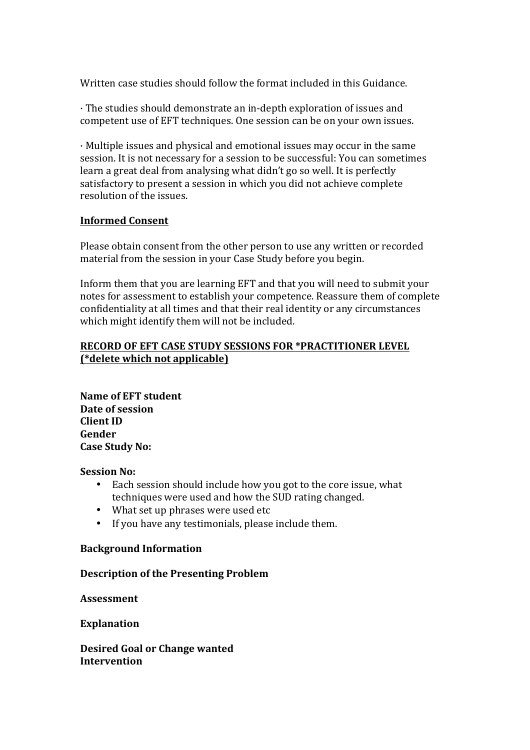Written case studies should follow the format included in this Guidance.

· The studies should demonstrate an in-depth exploration of issues and competent use of EFT techniques. One session can be on your own issues.

· Multiple issues and physical and emotional issues may occur in the same session. It is not necessary for a session to be successful: You can sometimes learn a great deal from analysing what didn't go so well. It is perfectly satisfactory to present a session in which you did not achieve complete resolution of the issues.

**Informed Consent**

Please obtain consent from the other person to use any written or recorded material from the session in your Case Study before you begin.

Inform them that you are learning EFT and that you will need to submit your notes for assessment to establish your competence. Reassure them of complete confidentiality at all times and that their real identity or any circumstances which might identify them will not be included.

**RECORD OF EFT CASE STUDY SESSIONS FOR *PRACTITIONER LEVEL (*delete which not applicable)**

**Name of EFT student**
**Date of session**
**Client ID**
**Gender**
**Case Study No:**

**Session No:**

- Each session should include how you got to the core issue, what techniques were used and how the SUD rating changed.
- What set up phrases were used etc
- If you have any testimonials, please include them.

**Background Information**

**Description of the Presenting Problem**

**Assessment**

**Explanation**

**Desired Goal or Change wanted**
**Intervention**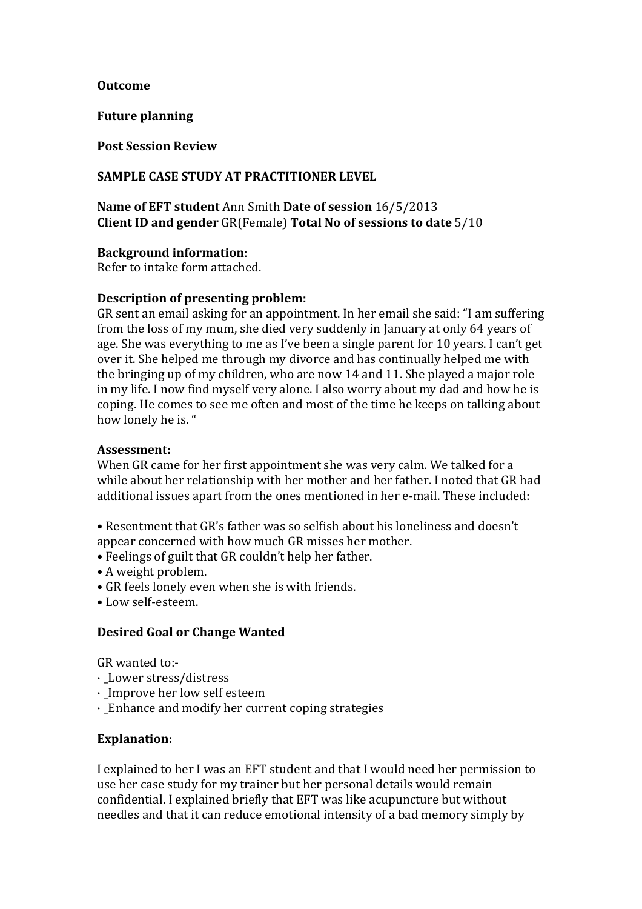**Outcome**

**Future planning**

**Post Session Review**

**SAMPLE CASE STUDY AT PRACTITIONER LEVEL**

**Name of EFT student** Ann Smith **Date of session** 16/5/2013
**Client ID and gender** GR(Female) **Total No of sessions to date** 5/10

**Background information**:
Refer to intake form attached.

**Description of presenting problem:**
GR sent an email asking for an appointment. In her email she said: "I am suffering from the loss of my mum, she died very suddenly in January at only 64 years of age. She was everything to me as I've been a single parent for 10 years. I can't get over it. She helped me through my divorce and has continually helped me with the bringing up of my children, who are now 14 and 11. She played a major role in my life. I now find myself very alone. I also worry about my dad and how he is coping. He comes to see me often and most of the time he keeps on talking about how lonely he is. "

**Assessment:**
When GR came for her first appointment she was very calm. We talked for a while about her relationship with her mother and her father. I noted that GR had additional issues apart from the ones mentioned in her e-mail. These included:

- Resentment that GR's father was so selfish about his loneliness and doesn't appear concerned with how much GR misses her mother.
- Feelings of guilt that GR couldn't help her father.
- A weight problem.
- GR feels lonely even when she is with friends.
- Low self-esteem.

**Desired Goal or Change Wanted**

GR wanted to:-
- _Lower stress/distress
- _Improve her low self esteem
- _Enhance and modify her current coping strategies

**Explanation:**

I explained to her I was an EFT student and that I would need her permission to use her case study for my trainer but her personal details would remain confidential. I explained briefly that EFT was like acupuncture but without needles and that it can reduce emotional intensity of a bad memory simply by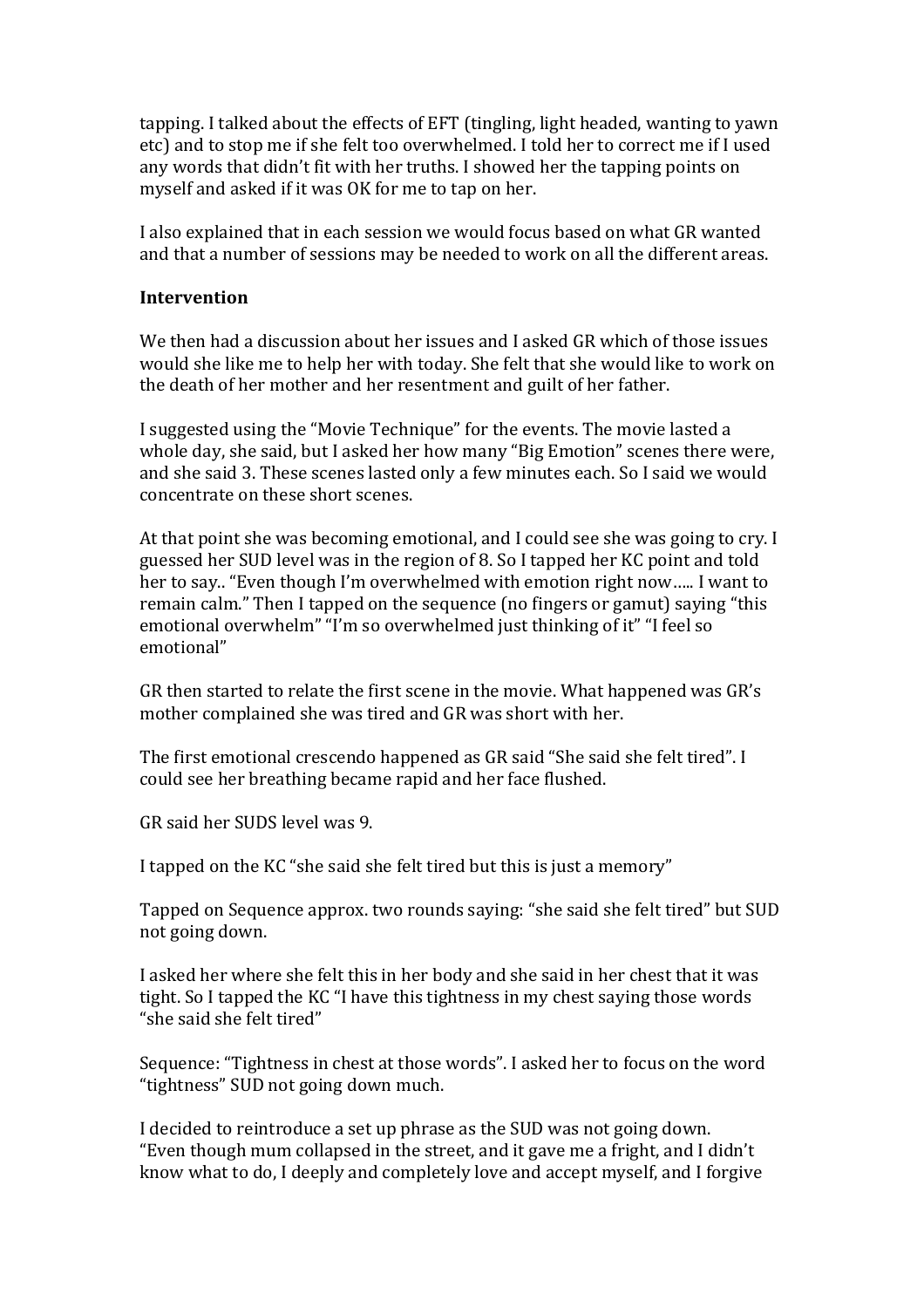tapping. I talked about the effects of EFT (tingling, light headed, wanting to yawn etc) and to stop me if she felt too overwhelmed. I told her to correct me if I used any words that didn't fit with her truths. I showed her the tapping points on myself and asked if it was OK for me to tap on her.

I also explained that in each session we would focus based on what GR wanted and that a number of sessions may be needed to work on all the different areas.

**Intervention**

We then had a discussion about her issues and I asked GR which of those issues would she like me to help her with today. She felt that she would like to work on the death of her mother and her resentment and guilt of her father.

I suggested using the "Movie Technique" for the events. The movie lasted a whole day, she said, but I asked her how many "Big Emotion" scenes there were, and she said 3. These scenes lasted only a few minutes each. So I said we would concentrate on these short scenes.

At that point she was becoming emotional, and I could see she was going to cry. I guessed her SUD level was in the region of 8. So I tapped her KC point and told her to say.. "Even though I'm overwhelmed with emotion right now….. I want to remain calm." Then I tapped on the sequence (no fingers or gamut) saying "this emotional overwhelm" "I'm so overwhelmed just thinking of it" "I feel so emotional"

GR then started to relate the first scene in the movie. What happened was GR's mother complained she was tired and GR was short with her.

The first emotional crescendo happened as GR said "She said she felt tired". I could see her breathing became rapid and her face flushed.

GR said her SUDS level was 9.

I tapped on the KC "she said she felt tired but this is just a memory"

Tapped on Sequence approx. two rounds saying: "she said she felt tired" but SUD not going down.

I asked her where she felt this in her body and she said in her chest that it was tight. So I tapped the KC "I have this tightness in my chest saying those words "she said she felt tired"

Sequence: "Tightness in chest at those words". I asked her to focus on the word "tightness" SUD not going down much.

I decided to reintroduce a set up phrase as the SUD was not going down. "Even though mum collapsed in the street, and it gave me a fright, and I didn't know what to do, I deeply and completely love and accept myself, and I forgive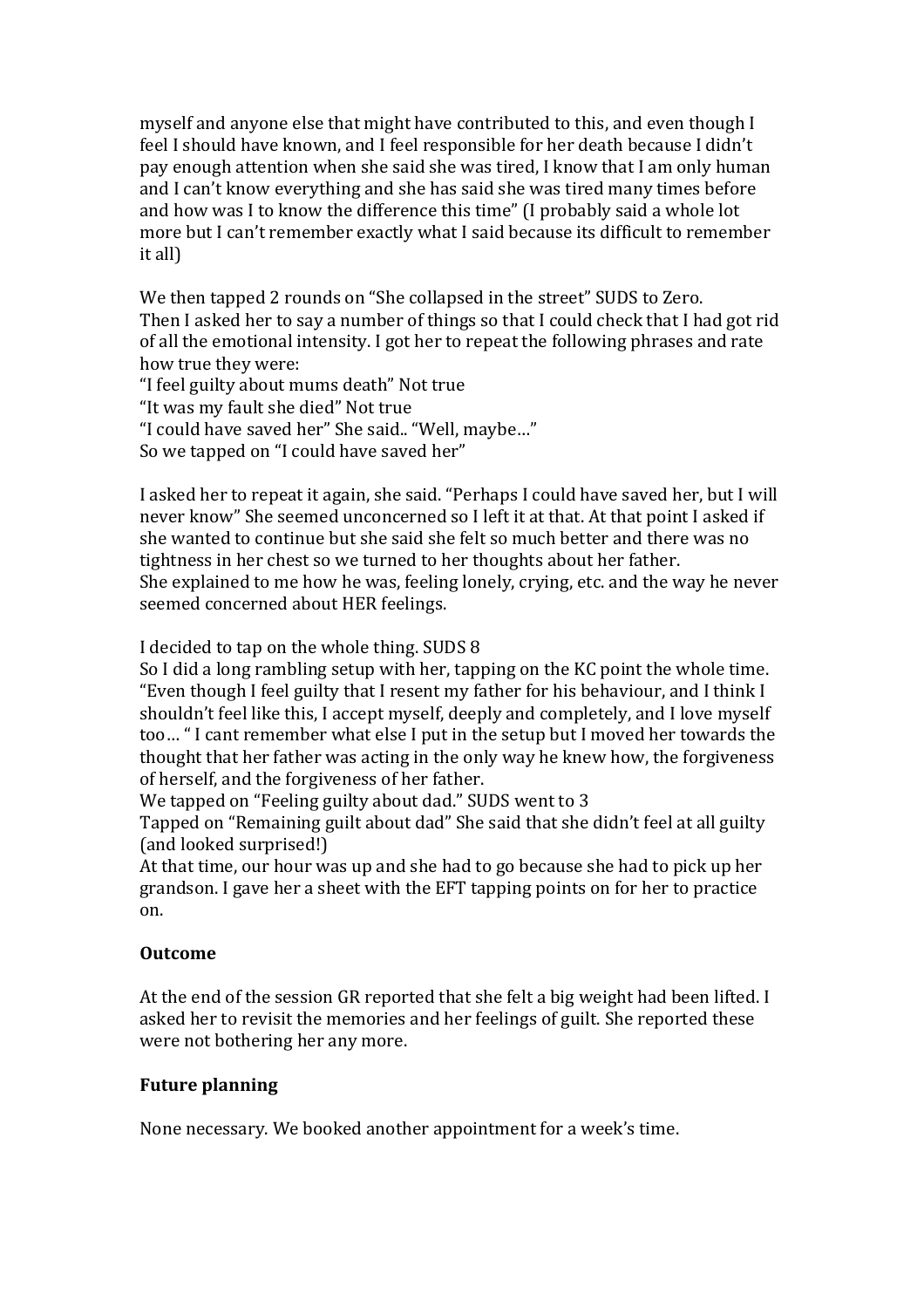myself and anyone else that might have contributed to this, and even though I feel I should have known, and I feel responsible for her death because I didn't pay enough attention when she said she was tired, I know that I am only human and I can't know everything and she has said she was tired many times before and how was I to know the difference this time" (I probably said a whole lot more but I can't remember exactly what I said because its difficult to remember it all)

We then tapped 2 rounds on "She collapsed in the street" SUDS to Zero.
Then I asked her to say a number of things so that I could check that I had got rid of all the emotional intensity. I got her to repeat the following phrases and rate how true they were:
"I feel guilty about mums death" Not true
"It was my fault she died" Not true
"I could have saved her" She said.. "Well, maybe…"
So we tapped on "I could have saved her"

I asked her to repeat it again, she said. "Perhaps I could have saved her, but I will never know" She seemed unconcerned so I left it at that. At that point I asked if she wanted to continue but she said she felt so much better and there was no tightness in her chest so we turned to her thoughts about her father.
She explained to me how he was, feeling lonely, crying, etc. and the way he never seemed concerned about HER feelings.

I decided to tap on the whole thing. SUDS 8
So I did a long rambling setup with her, tapping on the KC point the whole time. "Even though I feel guilty that I resent my father for his behaviour, and I think I shouldn't feel like this, I accept myself, deeply and completely, and I love myself too… " I cant remember what else I put in the setup but I moved her towards the thought that her father was acting in the only way he knew how, the forgiveness of herself, and the forgiveness of her father.
We tapped on "Feeling guilty about dad." SUDS went to 3
Tapped on "Remaining guilt about dad" She said that she didn't feel at all guilty (and looked surprised!)
At that time, our hour was up and she had to go because she had to pick up her grandson. I gave her a sheet with the EFT tapping points on for her to practice on.

**Outcome**

At the end of the session GR reported that she felt a big weight had been lifted. I asked her to revisit the memories and her feelings of guilt. She reported these were not bothering her any more.

**Future planning**

None necessary. We booked another appointment for a week's time.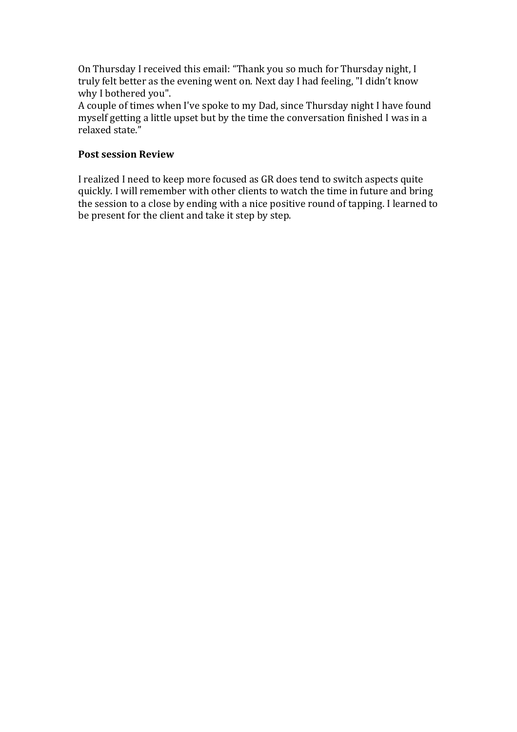On Thursday I received this email: "Thank you so much for Thursday night, I truly felt better as the evening went on. Next day I had feeling, "I didn't know why I bothered you".
A couple of times when I've spoke to my Dad, since Thursday night I have found myself getting a little upset but by the time the conversation finished I was in a relaxed state."

**Post session Review**

I realized I need to keep more focused as GR does tend to switch aspects quite quickly. I will remember with other clients to watch the time in future and bring the session to a close by ending with a nice positive round of tapping. I learned to be present for the client and take it step by step.